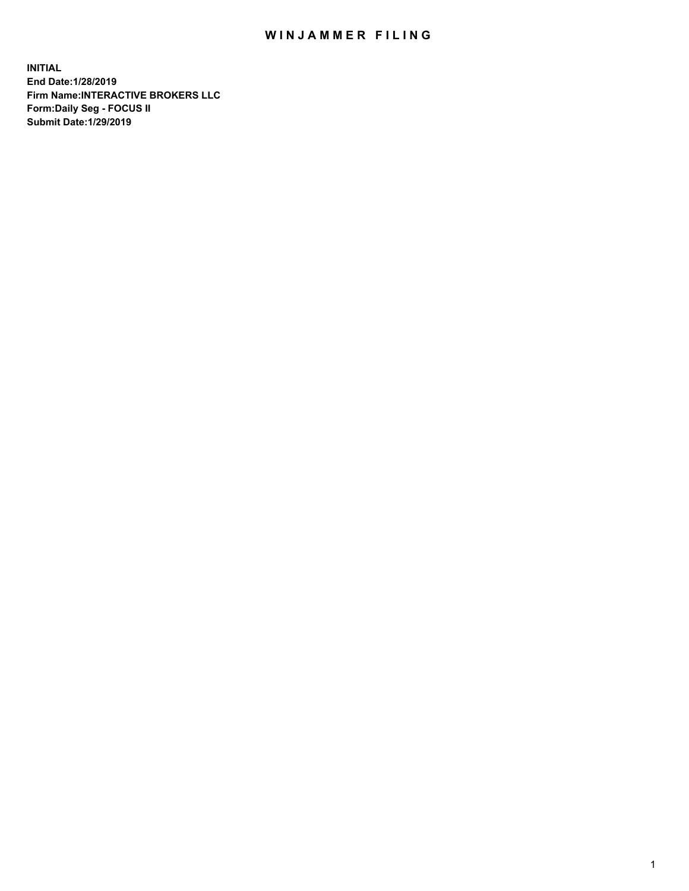# WINJAMMER FILING

**INITIAL**
**End Date:1/28/2019**
**Firm Name:INTERACTIVE BROKERS LLC**
**Form:Daily Seg - FOCUS II**
**Submit Date:1/29/2019**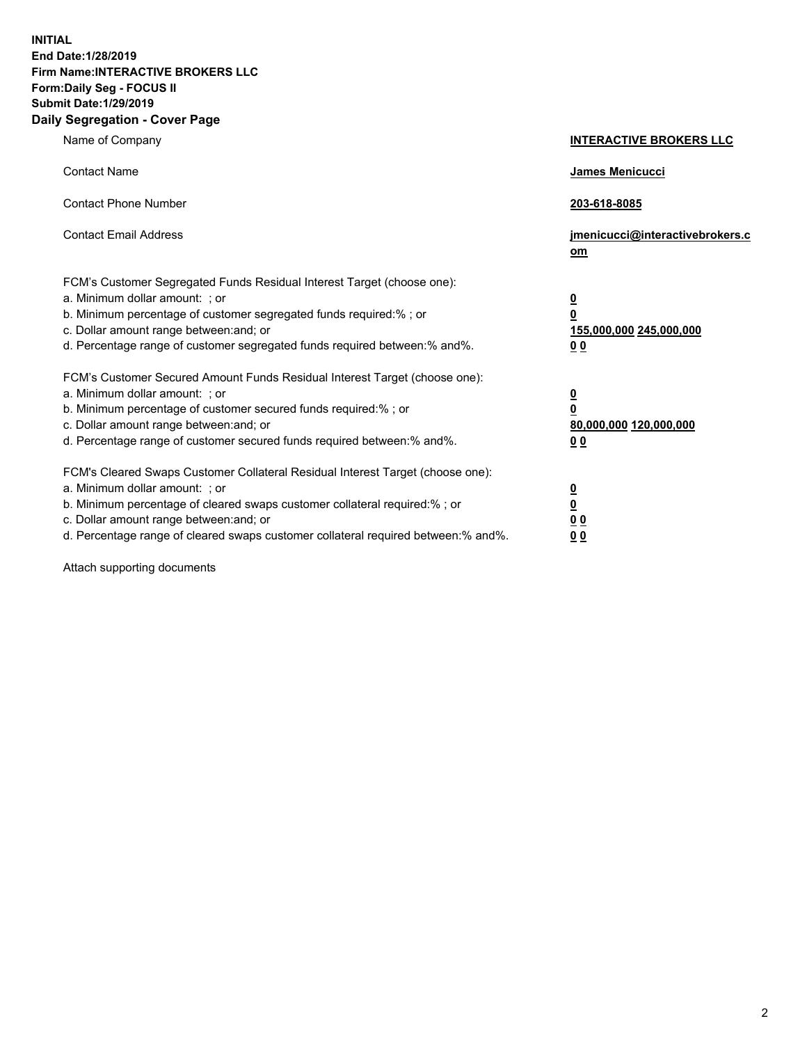**INITIAL**
**End Date:1/28/2019**
**Firm Name:INTERACTIVE BROKERS LLC**
**Form:Daily Seg - FOCUS II**
**Submit Date:1/29/2019**
**Daily Segregation - Cover Page**

| | |
|---|---|
| Name of Company | **INTERACTIVE BROKERS LLC** |
| Contact Name | **James Menicucci** |
| Contact Phone Number | **203-618-8085** |
| Contact Email Address | **jmenicucci@interactivebrokers.com** |

FCM's Customer Segregated Funds Residual Interest Target (choose one):

| | |
|---|---|
| a. Minimum dollar amount: ; or | **0** |
| b. Minimum percentage of customer segregated funds required:% ; or | **0** |
| c. Dollar amount range between:and; or | **155,000,000 245,000,000** |
| d. Percentage range of customer segregated funds required between:% and%. | **0 0** |

FCM's Customer Secured Amount Funds Residual Interest Target (choose one):

| | |
|---|---|
| a. Minimum dollar amount: ; or | **0** |
| b. Minimum percentage of customer secured funds required:% ; or | **0** |
| c. Dollar amount range between:and; or | **80,000,000 120,000,000** |
| d. Percentage range of customer secured funds required between:% and%. | **0 0** |

FCM's Cleared Swaps Customer Collateral Residual Interest Target (choose one):

| | |
|---|---|
| a. Minimum dollar amount: ; or | **0** |
| b. Minimum percentage of cleared swaps customer collateral required:% ; or | **0** |
| c. Dollar amount range between:and; or | **0 0** |
| d. Percentage range of cleared swaps customer collateral required between:% and%. | **0 0** |

Attach supporting documents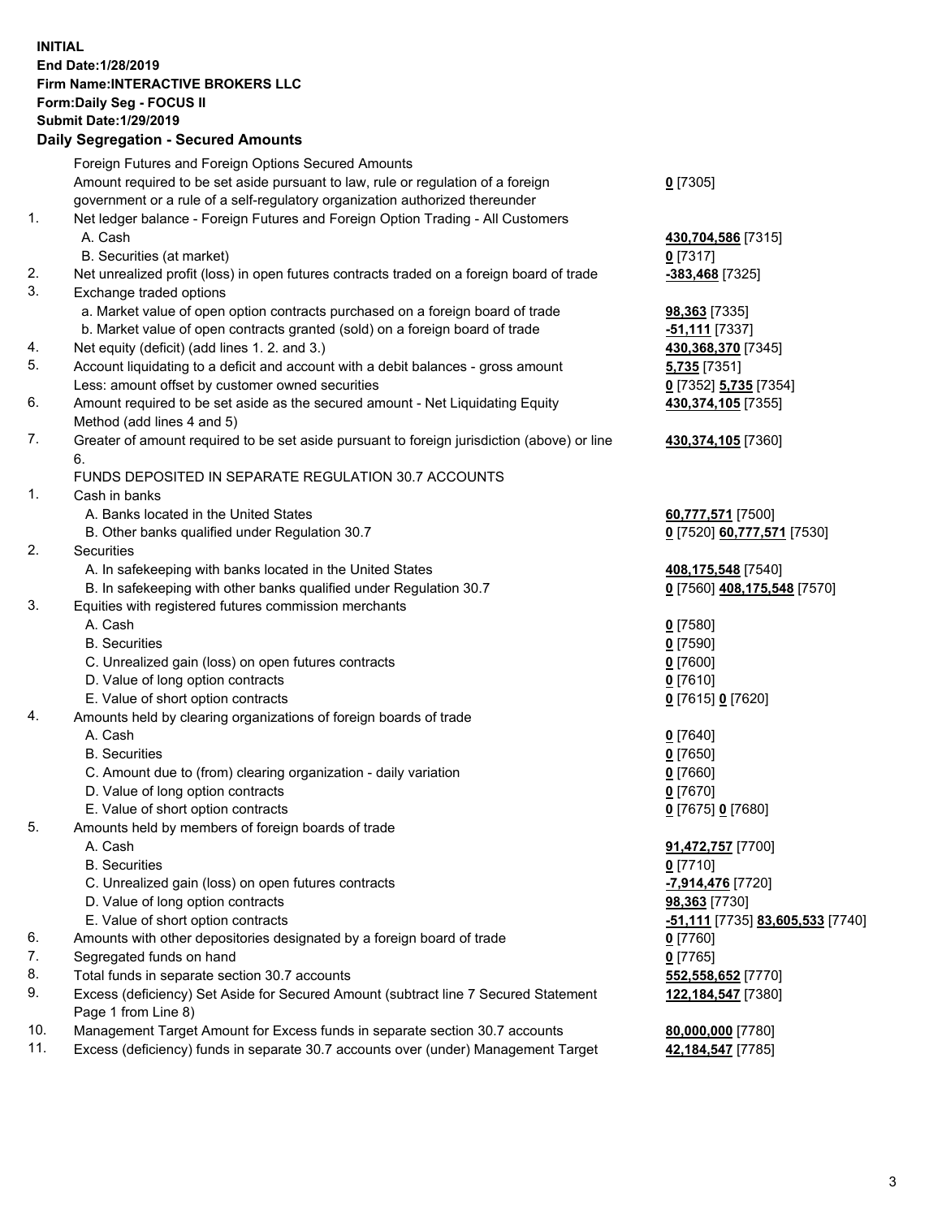**INITIAL**
**End Date:1/28/2019**
**Firm Name:INTERACTIVE BROKERS LLC**
**Form:Daily Seg - FOCUS II**
**Submit Date:1/29/2019**

## Daily Segregation - Secured Amounts

| | | |
|---|---|---|
| | Foreign Futures and Foreign Options Secured Amounts | |
| | Amount required to be set aside pursuant to law, rule or regulation of a foreign government or a rule of a self-regulatory organization authorized thereunder | **0** [7305] |
| 1. | Net ledger balance - Foreign Futures and Foreign Option Trading - All Customers | |
| | A. Cash | **430,704,586** [7315] |
| | B. Securities (at market) | **0** [7317] |
| 2. | Net unrealized profit (loss) in open futures contracts traded on a foreign board of trade | **-383,468** [7325] |
| 3. | Exchange traded options | |
| | a. Market value of open option contracts purchased on a foreign board of trade | **98,363** [7335] |
| | b. Market value of open contracts granted (sold) on a foreign board of trade | **-51,111** [7337] |
| 4. | Net equity (deficit) (add lines 1. 2. and 3.) | **430,368,370** [7345] |
| 5. | Account liquidating to a deficit and account with a debit balances - gross amount | **5,735** [7351] |
| | Less: amount offset by customer owned securities | **0** [7352] **5,735** [7354] |
| 6. | Amount required to be set aside as the secured amount - Net Liquidating Equity Method (add lines 4 and 5) | **430,374,105** [7355] |
| 7. | Greater of amount required to be set aside pursuant to foreign jurisdiction (above) or line 6. | **430,374,105** [7360] |
| | FUNDS DEPOSITED IN SEPARATE REGULATION 30.7 ACCOUNTS | |
| 1. | Cash in banks | |
| | A. Banks located in the United States | **60,777,571** [7500] |
| | B. Other banks qualified under Regulation 30.7 | **0** [7520] **60,777,571** [7530] |
| 2. | Securities | |
| | A. In safekeeping with banks located in the United States | **408,175,548** [7540] |
| | B. In safekeeping with other banks qualified under Regulation 30.7 | **0** [7560] **408,175,548** [7570] |
| 3. | Equities with registered futures commission merchants | |
| | A. Cash | **0** [7580] |
| | B. Securities | **0** [7590] |
| | C. Unrealized gain (loss) on open futures contracts | **0** [7600] |
| | D. Value of long option contracts | **0** [7610] |
| | E. Value of short option contracts | **0** [7615] **0** [7620] |
| 4. | Amounts held by clearing organizations of foreign boards of trade | |
| | A. Cash | **0** [7640] |
| | B. Securities | **0** [7650] |
| | C. Amount due to (from) clearing organization - daily variation | **0** [7660] |
| | D. Value of long option contracts | **0** [7670] |
| | E. Value of short option contracts | **0** [7675] **0** [7680] |
| 5. | Amounts held by members of foreign boards of trade | |
| | A. Cash | **91,472,757** [7700] |
| | B. Securities | **0** [7710] |
| | C. Unrealized gain (loss) on open futures contracts | **-7,914,476** [7720] |
| | D. Value of long option contracts | **98,363** [7730] |
| | E. Value of short option contracts | **-51,111** [7735] **83,605,533** [7740] |
| 6. | Amounts with other depositories designated by a foreign board of trade | **0** [7760] |
| 7. | Segregated funds on hand | **0** [7765] |
| 8. | Total funds in separate section 30.7 accounts | **552,558,652** [7770] |
| 9. | Excess (deficiency) Set Aside for Secured Amount (subtract line 7 Secured Statement Page 1 from Line 8) | **122,184,547** [7380] |
| 10. | Management Target Amount for Excess funds in separate section 30.7 accounts | **80,000,000** [7780] |
| 11. | Excess (deficiency) funds in separate 30.7 accounts over (under) Management Target | **42,184,547** [7785] |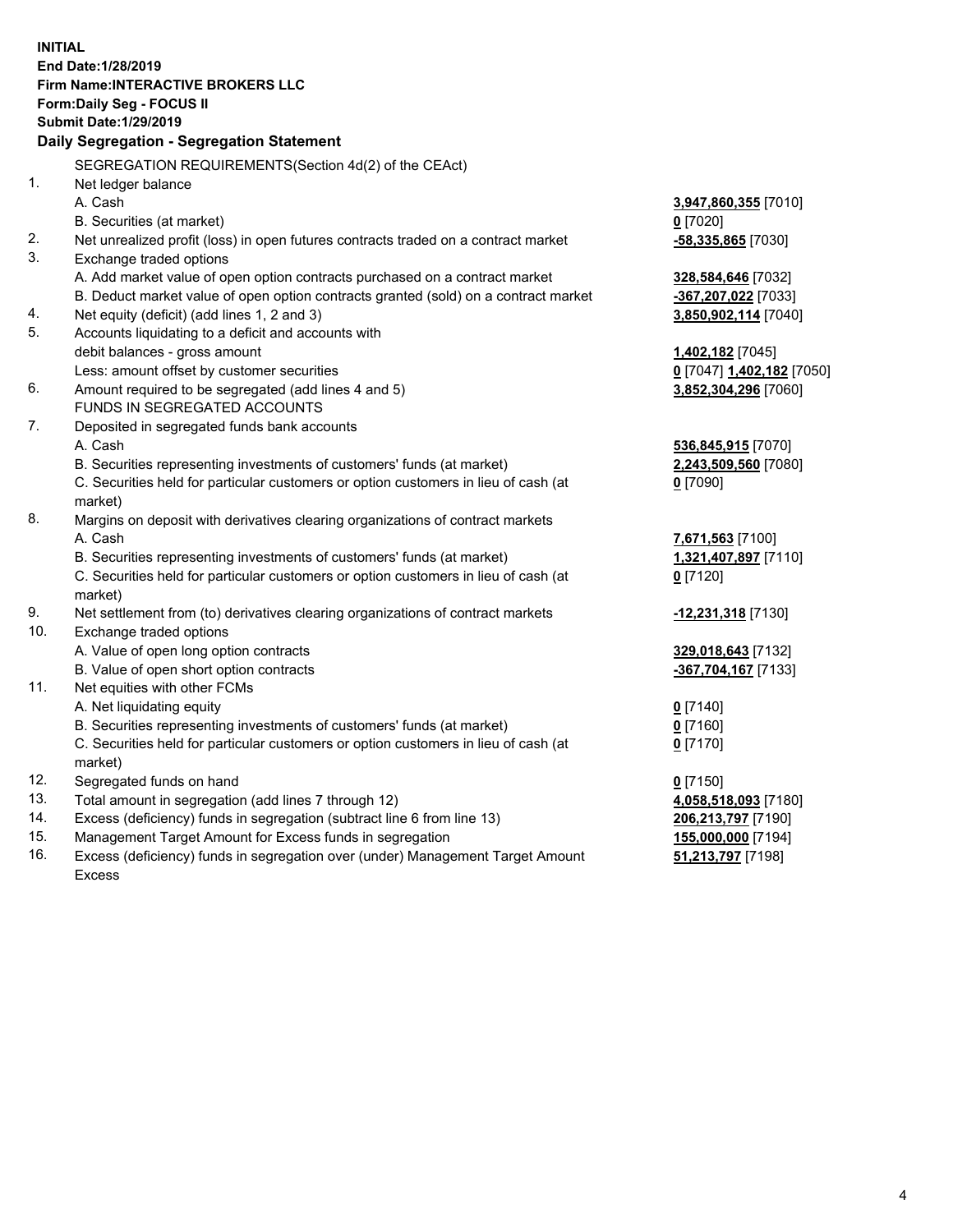**INITIAL**
**End Date:1/28/2019**
**Firm Name:INTERACTIVE BROKERS LLC**
**Form:Daily Seg - FOCUS II**
**Submit Date:1/29/2019**

## Daily Segregation - Segregation Statement

SEGREGATION REQUIREMENTS(Section 4d(2) of the CEAct)

| | | |
|---|---|---|
| 1. | Net ledger balance | |
| | A. Cash | **3,947,860,355** [7010] |
| | B. Securities (at market) | **0** [7020] |
| 2. | Net unrealized profit (loss) in open futures contracts traded on a contract market | **-58,335,865** [7030] |
| 3. | Exchange traded options | |
| | A. Add market value of open option contracts purchased on a contract market | **328,584,646** [7032] |
| | B. Deduct market value of open option contracts granted (sold) on a contract market | **-367,207,022** [7033] |
| 4. | Net equity (deficit) (add lines 1, 2 and 3) | **3,850,902,114** [7040] |
| 5. | Accounts liquidating to a deficit and accounts with debit balances - gross amount | **1,402,182** [7045] |
| | Less: amount offset by customer securities | **0** [7047] **1,402,182** [7050] |
| 6. | Amount required to be segregated (add lines 4 and 5) | **3,852,304,296** [7060] |
| | FUNDS IN SEGREGATED ACCOUNTS | |
| 7. | Deposited in segregated funds bank accounts | |
| | A. Cash | **536,845,915** [7070] |
| | B. Securities representing investments of customers' funds (at market) | **2,243,509,560** [7080] |
| | C. Securities held for particular customers or option customers in lieu of cash (at market) | **0** [7090] |
| 8. | Margins on deposit with derivatives clearing organizations of contract markets | |
| | A. Cash | **7,671,563** [7100] |
| | B. Securities representing investments of customers' funds (at market) | **1,321,407,897** [7110] |
| | C. Securities held for particular customers or option customers in lieu of cash (at market) | **0** [7120] |
| 9. | Net settlement from (to) derivatives clearing organizations of contract markets | **-12,231,318** [7130] |
| 10. | Exchange traded options | |
| | A. Value of open long option contracts | **329,018,643** [7132] |
| | B. Value of open short option contracts | **-367,704,167** [7133] |
| 11. | Net equities with other FCMs | |
| | A. Net liquidating equity | **0** [7140] |
| | B. Securities representing investments of customers' funds (at market) | **0** [7160] |
| | C. Securities held for particular customers or option customers in lieu of cash (at market) | **0** [7170] |
| 12. | Segregated funds on hand | **0** [7150] |
| 13. | Total amount in segregation (add lines 7 through 12) | **4,058,518,093** [7180] |
| 14. | Excess (deficiency) funds in segregation (subtract line 6 from line 13) | **206,213,797** [7190] |
| 15. | Management Target Amount for Excess funds in segregation | **155,000,000** [7194] |
| 16. | Excess (deficiency) funds in segregation over (under) Management Target Amount Excess | **51,213,797** [7198] |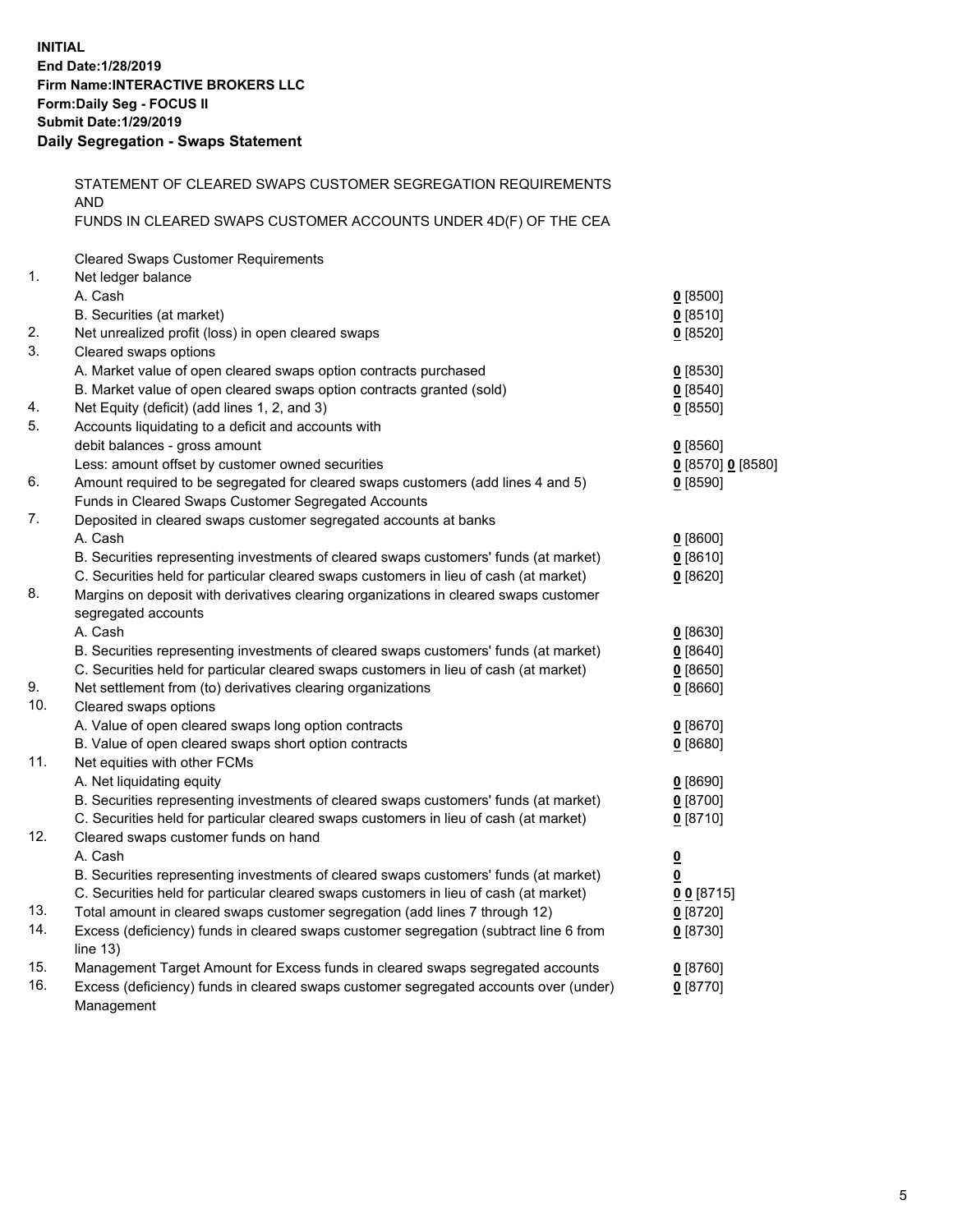**INITIAL**
**End Date:1/28/2019**
**Firm Name:INTERACTIVE BROKERS LLC**
**Form:Daily Seg - FOCUS II**
**Submit Date:1/29/2019**
**Daily Segregation - Swaps Statement**

STATEMENT OF CLEARED SWAPS CUSTOMER SEGREGATION REQUIREMENTS AND FUNDS IN CLEARED SWAPS CUSTOMER ACCOUNTS UNDER 4D(F) OF THE CEA

| | | |
|---|---|---|
| | Cleared Swaps Customer Requirements | |
| 1. | Net ledger balance | |
| | A. Cash | 0 [8500] |
| | B. Securities (at market) | 0 [8510] |
| 2. | Net unrealized profit (loss) in open cleared swaps | 0 [8520] |
| 3. | Cleared swaps options | |
| | A. Market value of open cleared swaps option contracts purchased | 0 [8530] |
| | B. Market value of open cleared swaps option contracts granted (sold) | 0 [8540] |
| 4. | Net Equity (deficit) (add lines 1, 2, and 3) | 0 [8550] |
| 5. | Accounts liquidating to a deficit and accounts with | |
| | debit balances - gross amount | 0 [8560] |
| | Less: amount offset by customer owned securities | 0 [8570] 0 [8580] |
| 6. | Amount required to be segregated for cleared swaps customers (add lines 4 and 5) | 0 [8590] |
| | Funds in Cleared Swaps Customer Segregated Accounts | |
| 7. | Deposited in cleared swaps customer segregated accounts at banks | |
| | A. Cash | 0 [8600] |
| | B. Securities representing investments of cleared swaps customers' funds (at market) | 0 [8610] |
| | C. Securities held for particular cleared swaps customers in lieu of cash (at market) | 0 [8620] |
| 8. | Margins on deposit with derivatives clearing organizations in cleared swaps customer segregated accounts | |
| | A. Cash | 0 [8630] |
| | B. Securities representing investments of cleared swaps customers' funds (at market) | 0 [8640] |
| | C. Securities held for particular cleared swaps customers in lieu of cash (at market) | 0 [8650] |
| 9. | Net settlement from (to) derivatives clearing organizations | 0 [8660] |
| 10. | Cleared swaps options | |
| | A. Value of open cleared swaps long option contracts | 0 [8670] |
| | B. Value of open cleared swaps short option contracts | 0 [8680] |
| 11. | Net equities with other FCMs | |
| | A. Net liquidating equity | 0 [8690] |
| | B. Securities representing investments of cleared swaps customers' funds (at market) | 0 [8700] |
| | C. Securities held for particular cleared swaps customers in lieu of cash (at market) | 0 [8710] |
| 12. | Cleared swaps customer funds on hand | |
| | A. Cash | 0 |
| | B. Securities representing investments of cleared swaps customers' funds (at market) | 0 |
| | C. Securities held for particular cleared swaps customers in lieu of cash (at market) | 0 0 [8715] |
| 13. | Total amount in cleared swaps customer segregation (add lines 7 through 12) | 0 [8720] |
| 14. | Excess (deficiency) funds in cleared swaps customer segregation (subtract line 6 from line 13) | 0 [8730] |
| 15. | Management Target Amount for Excess funds in cleared swaps segregated accounts | 0 [8760] |
| 16. | Excess (deficiency) funds in cleared swaps customer segregated accounts over (under) Management | 0 [8770] |